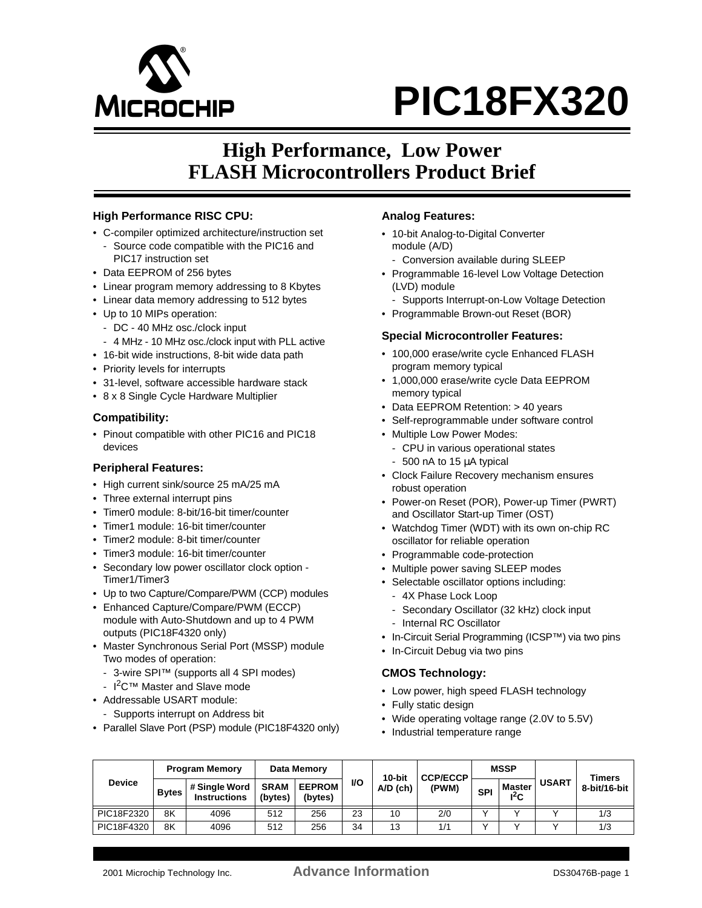# PIC18FX320

## High Performance, Low Power FLASH Microcontrollers Product Brief

### High Performance RISC CPU:

- C-compiler optimized architecture/instruction set
  - Source code compatible with the PIC16 and PIC17 instruction set
- Data EEPROM of 256 bytes
- Linear program memory addressing to 8 Kbytes
- Linear data memory addressing to 512 bytes
- Up to 10 MIPs operation:
  - DC - 40 MHz osc./clock input
  - 4 MHz - 10 MHz osc./clock input with PLL active
- 16-bit wide instructions, 8-bit wide data path
- Priority levels for interrupts
- 31-level, software accessible hardware stack
- 8 x 8 Single Cycle Hardware Multiplier

### Compatibility:

- Pinout compatible with other PIC16 and PIC18 devices

### Peripheral Features:

- High current sink/source 25 mA/25 mA
- Three external interrupt pins
- Timer0 module: 8-bit/16-bit timer/counter
- Timer1 module: 16-bit timer/counter
- Timer2 module: 8-bit timer/counter
- Timer3 module: 16-bit timer/counter
- Secondary low power oscillator clock option - Timer1/Timer3
- Up to two Capture/Compare/PWM (CCP) modules
- Enhanced Capture/Compare/PWM (ECCP) module with Auto-Shutdown and up to 4 PWM outputs (PIC18F4320 only)
- Master Synchronous Serial Port (MSSP) module Two modes of operation:
  - 3-wire SPI™ (supports all 4 SPI modes)
  - $I^2C$™ Master and Slave mode
- Addressable USART module:
  - Supports interrupt on Address bit
- Parallel Slave Port (PSP) module (PIC18F4320 only)

### Analog Features:

- 10-bit Analog-to-Digital Converter module (A/D)
  - Conversion available during SLEEP
- Programmable 16-level Low Voltage Detection (LVD) module
  - Supports Interrupt-on-Low Voltage Detection
- Programmable Brown-out Reset (BOR)

### Special Microcontroller Features:

- 100,000 erase/write cycle Enhanced FLASH program memory typical
- 1,000,000 erase/write cycle Data EEPROM memory typical
- Data EEPROM Retention: > 40 years
- Self-reprogrammable under software control
- Multiple Low Power Modes:
  - CPU in various operational states
  - 500 nA to 15 µA typical
- Clock Failure Recovery mechanism ensures robust operation
- Power-on Reset (POR), Power-up Timer (PWRT) and Oscillator Start-up Timer (OST)
- Watchdog Timer (WDT) with its own on-chip RC oscillator for reliable operation
- Programmable code-protection
- Multiple power saving SLEEP modes
- Selectable oscillator options including:
  - 4X Phase Lock Loop
  - Secondary Oscillator (32 kHz) clock input
  - Internal RC Oscillator
- In-Circuit Serial Programming (ICSP™) via two pins
- In-Circuit Debug via two pins

### CMOS Technology:

- Low power, high speed FLASH technology
- Fully static design
- Wide operating voltage range (2.0V to 5.5V)
- Industrial temperature range

| Device | Program Memory | | Data Memory | | I/O | 10-bit A/D (ch) | CCP/ECCP (PWM) | MSSP | | USART | Timers 8-bit/16-bit |
|---|---|---|---|---|---|---|---|---|---|---|---|
| | Bytes | # Single Word Instructions | SRAM (bytes) | EEPROM (bytes) | | | | SPI | Master $I^2C$ | | |
| PIC18F2320 | 8K | 4096 | 512 | 256 | 23 | 10 | 2/0 | Y | Y | Y | 1/3 |
| PIC18F4320 | 8K | 4096 | 512 | 256 | 34 | 13 | 1/1 | Y | Y | Y | 1/3 |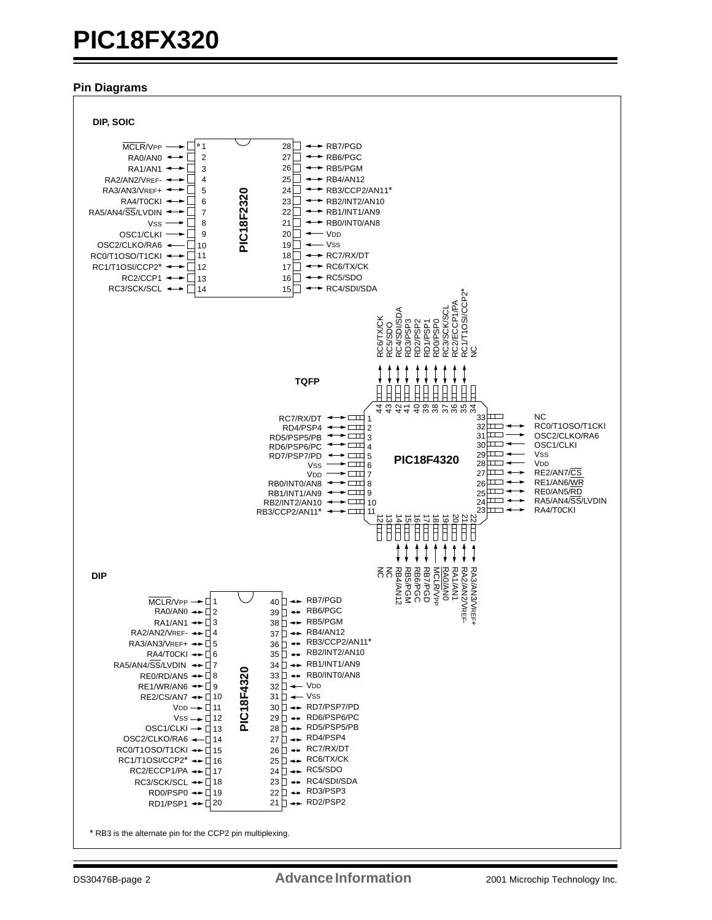## Pin Diagrams

**DIP, SOIC**

**PIC18F2320**

| Pin | Function | Pin | Function |
|---|---|---|---|
| 1 | MCLR/VPP | 28 | RB7/PGD |
| 2 | RA0/AN0 | 27 | RB6/PGC |
| 3 | RA1/AN1 | 26 | RB5/PGM |
| 4 | RA2/AN2/VREF- | 25 | RB4/AN12 |
| 5 | RA3/AN3/VREF+ | 24 | RB3/CCP2/AN11* |
| 6 | RA4/T0CKI | 23 | RB2/INT2/AN10 |
| 7 | RA5/AN4/SS/LVDIN | 22 | RB1/INT1/AN9 |
| 8 | VSS | 21 | RB0/INT0/AN8 |
| 9 | OSC1/CLKI | 20 | VDD |
| 10 | OSC2/CLKO/RA6 | 19 | VSS |
| 11 | RC0/T1OSO/T1CKI | 18 | RC7/RX/DT |
| 12 | RC1/T1OSI/CCP2* | 17 | RC6/TX/CK |
| 13 | RC2/CCP1 | 16 | RC5/SDO |
| 14 | RC3/SCK/SCL | 15 | RC4/SDI/SDA |

**TQFP**

**PIC18F4320**

| Pin | Function | Pin | Function |
|---|---|---|---|
| 1 | RC7/RX/DT | 23 | RA4/T0CKI |
| 2 | RD4/PSP4 | 24 | RA5/AN4/SS/LVDIN |
| 3 | RD5/PSP5/PB | 25 | RE0/AN5/RD |
| 4 | RD6/PSP6/PC | 26 | RE1/AN6/WR |
| 5 | RD7/PSP7/PD | 27 | RE2/AN7/CS |
| 6 | VSS | 28 | VDD |
| 7 | VDD | 29 | VSS |
| 8 | RB0/INT0/AN8 | 30 | OSC1/CLKI |
| 9 | RB1/INT1/AN9 | 31 | OSC2/CLKO/RA6 |
| 10 | RB2/INT2/AN10 | 32 | RC0/T1OSO/T1CKI |
| 11 | RB3/CCP2/AN11* | 33 | NC |
| 12 | NC | 34 | NC |
| 13 | NC | 35 | RC1/T1OSI/CCP2* |
| 14 | RB4/AN12 | 36 | RC2/ECCP1/PA |
| 15 | RB5/PGM | 37 | RC3/SCK/SCL |
| 16 | RB6/PGC | 38 | RD0/PSP0 |
| 17 | RB7/PGD | 39 | RD1/PSP1 |
| 18 | MCLR/VPP | 40 | RD2/PSP2 |
| 19 | RA0/AN0 | 41 | RD3/PSP3 |
| 20 | RA1/AN1 | 42 | RC4/SDI/SDA |
| 21 | RA2/AN2/VREF- | 43 | RC5/SDO |
| 22 | RA3/AN3/VREF+ | 44 | RC6/TX/CK |

**DIP**

**PIC18F4320**

| Pin | Function | Pin | Function |
|---|---|---|---|
| 1 | MCLR/VPP | 40 | RB7/PGD |
| 2 | RA0/AN0 | 39 | RB6/PGC |
| 3 | RA1/AN1 | 38 | RB5/PGM |
| 4 | RA2/AN2/VREF- | 37 | RB4/AN12 |
| 5 | RA3/AN3/VREF+ | 36 | RB3/CCP2/AN11* |
| 6 | RA4/T0CKI | 35 | RB2/INT2/AN10 |
| 7 | RA5/AN4/SS/LVDIN | 34 | RB1/INT1/AN9 |
| 8 | RE0/RD/AN5 | 33 | RB0/INT0/AN8 |
| 9 | RE1/WR/AN6 | 32 | VDD |
| 10 | RE2/CS/AN7 | 31 | VSS |
| 11 | VDD | 30 | RD7/PSP7/PD |
| 12 | VSS | 29 | RD6/PSP6/PC |
| 13 | OSC1/CLKI | 28 | RD5/PSP5/PB |
| 14 | OSC2/CLKO/RA6 | 27 | RD4/PSP4 |
| 15 | RC0/T1OSO/T1CKI | 26 | RC7/RX/DT |
| 16 | RC1/T1OSI/CCP2* | 25 | RC6/TX/CK |
| 17 | RC2/ECCP1/PA | 24 | RC5/SDO |
| 18 | RC3/SCK/SCL | 23 | RC4/SDI/SDA |
| 19 | RD0/PSP0 | 22 | RD3/PSP3 |
| 20 | RD1/PSP1 | 21 | RD2/PSP2 |

* RB3 is the alternate pin for the CCP2 pin multiplexing.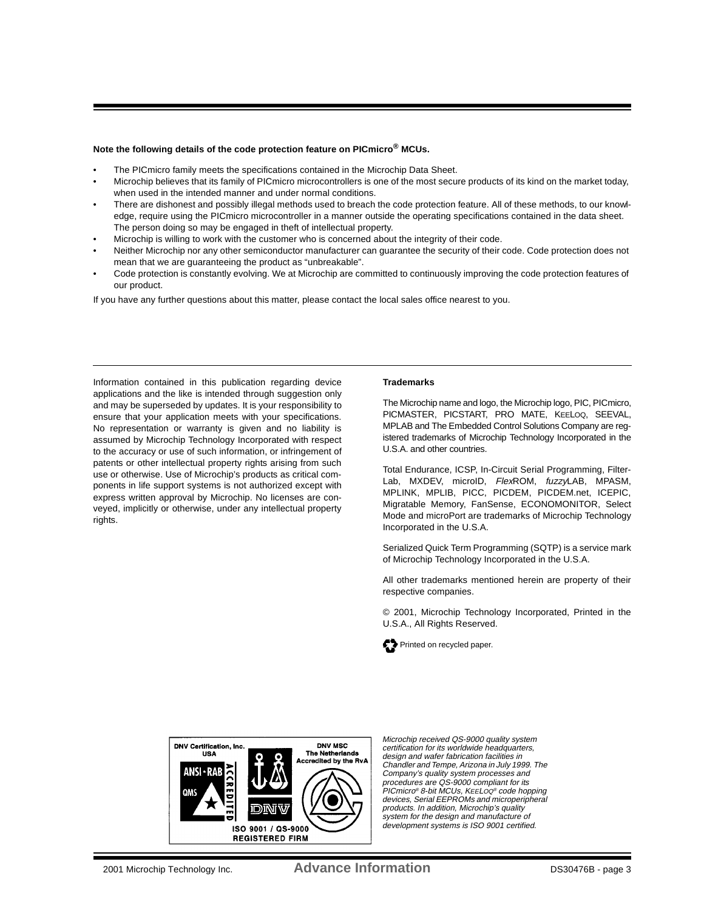**Note the following details of the code protection feature on PICmicro® MCUs.**

- The PICmicro family meets the specifications contained in the Microchip Data Sheet.
- Microchip believes that its family of PICmicro microcontrollers is one of the most secure products of its kind on the market today, when used in the intended manner and under normal conditions.
- There are dishonest and possibly illegal methods used to breach the code protection feature. All of these methods, to our knowledge, require using the PICmicro microcontroller in a manner outside the operating specifications contained in the data sheet. The person doing so may be engaged in theft of intellectual property.
- Microchip is willing to work with the customer who is concerned about the integrity of their code.
- Neither Microchip nor any other semiconductor manufacturer can guarantee the security of their code. Code protection does not mean that we are guaranteeing the product as "unbreakable".
- Code protection is constantly evolving. We at Microchip are committed to continuously improving the code protection features of our product.

If you have any further questions about this matter, please contact the local sales office nearest to you.

Information contained in this publication regarding device applications and the like is intended through suggestion only and may be superseded by updates. It is your responsibility to ensure that your application meets with your specifications. No representation or warranty is given and no liability is assumed by Microchip Technology Incorporated with respect to the accuracy or use of such information, or infringement of patents or other intellectual property rights arising from such use or otherwise. Use of Microchip's products as critical components in life support systems is not authorized except with express written approval by Microchip. No licenses are conveyed, implicitly or otherwise, under any intellectual property rights.

**Trademarks**

The Microchip name and logo, the Microchip logo, PIC, PICmicro, PICMASTER, PICSTART, PRO MATE, KEELOQ, SEEVAL, MPLAB and The Embedded Control Solutions Company are registered trademarks of Microchip Technology Incorporated in the U.S.A. and other countries.

Total Endurance, ICSP, In-Circuit Serial Programming, FilterLab, MXDEV, microID, *Flex*ROM, *fuzzy*LAB, MPASM, MPLINK, MPLIB, PICC, PICDEM, PICDEM.net, ICEPIC, Migratable Memory, FanSense, ECONOMONITOR, Select Mode and microPort are trademarks of Microchip Technology Incorporated in the U.S.A.

Serialized Quick Term Programming (SQTP) is a service mark of Microchip Technology Incorporated in the U.S.A.

All other trademarks mentioned herein are property of their respective companies.

© 2001, Microchip Technology Incorporated, Printed in the U.S.A., All Rights Reserved.

Printed on recycled paper.

DNV Certification, Inc. USA
ANSI • RAB QMS ACCREDITED
DNV
DNV MSC The Netherlands Accredited by the RvA
ISO 9001 / QS-9000 REGISTERED FIRM

*Microchip received QS-9000 quality system certification for its worldwide headquarters, design and wafer fabrication facilities in Chandler and Tempe, Arizona in July 1999. The Company's quality system processes and procedures are QS-9000 compliant for its PICmicro® 8-bit MCUs, KEELOQ® code hopping devices, Serial EEPROMs and microperipheral products. In addition, Microchip's quality system for the design and manufacture of development systems is ISO 9001 certified.*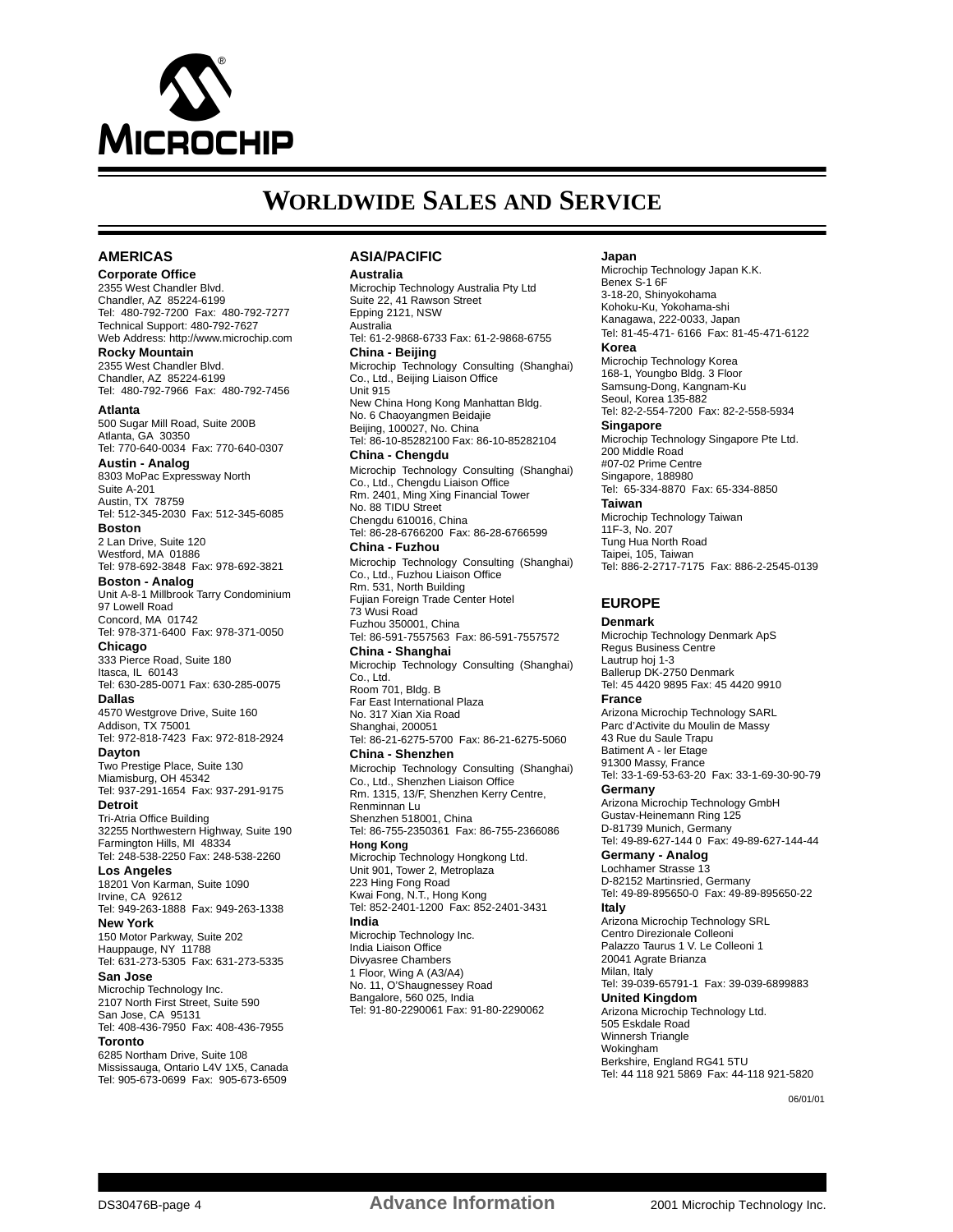# WORLDWIDE SALES AND SERVICE

## AMERICAS

**Corporate Office**
2355 West Chandler Blvd.
Chandler, AZ 85224-6199
Tel: 480-792-7200 Fax: 480-792-7277
Technical Support: 480-792-7627
Web Address: http://www.microchip.com

**Rocky Mountain**
2355 West Chandler Blvd.
Chandler, AZ 85224-6199
Tel: 480-792-7966 Fax: 480-792-7456

**Atlanta**
500 Sugar Mill Road, Suite 200B
Atlanta, GA 30350
Tel: 770-640-0034 Fax: 770-640-0307

**Austin - Analog**
8303 MoPac Expressway North
Suite A-201
Austin, TX 78759
Tel: 512-345-2030 Fax: 512-345-6085

**Boston**
2 Lan Drive, Suite 120
Westford, MA 01886
Tel: 978-692-3848 Fax: 978-692-3821

**Boston - Analog**
Unit A-8-1 Millbrook Tarry Condominium
97 Lowell Road
Concord, MA 01742
Tel: 978-371-6400 Fax: 978-371-0050

**Chicago**
333 Pierce Road, Suite 180
Itasca, IL 60143
Tel: 630-285-0071 Fax: 630-285-0075

**Dallas**
4570 Westgrove Drive, Suite 160
Addison, TX 75001
Tel: 972-818-7423 Fax: 972-818-2924

**Dayton**
Two Prestige Place, Suite 130
Miamisburg, OH 45342
Tel: 937-291-1654 Fax: 937-291-9175

**Detroit**
Tri-Atria Office Building
32255 Northwestern Highway, Suite 190
Farmington Hills, MI 48334
Tel: 248-538-2250 Fax: 248-538-2260

**Los Angeles**
18201 Von Karman, Suite 1090
Irvine, CA 92612
Tel: 949-263-1888 Fax: 949-263-1338

**New York**
150 Motor Parkway, Suite 202
Hauppauge, NY 11788
Tel: 631-273-5305 Fax: 631-273-5335

**San Jose**
Microchip Technology Inc.
2107 North First Street, Suite 590
San Jose, CA 95131
Tel: 408-436-7950 Fax: 408-436-7955

**Toronto**
6285 Northam Drive, Suite 108
Mississauga, Ontario L4V 1X5, Canada
Tel: 905-673-0699 Fax: 905-673-6509

## ASIA/PACIFIC

**Australia**
Microchip Technology Australia Pty Ltd
Suite 22, 41 Rawson Street
Epping 2121, NSW
Australia
Tel: 61-2-9868-6733 Fax: 61-2-9868-6755

**China - Beijing**
Microchip Technology Consulting (Shanghai) Co., Ltd., Beijing Liaison Office
Unit 915
New China Hong Kong Manhattan Bldg.
No. 6 Chaoyangmen Beidajie
Beijing, 100027, No. China
Tel: 86-10-85282100 Fax: 86-10-85282104

**China - Chengdu**
Microchip Technology Consulting (Shanghai) Co., Ltd., Chengdu Liaison Office
Rm. 2401, Ming Xing Financial Tower
No. 88 TIDU Street
Chengdu 610016, China
Tel: 86-28-6766200 Fax: 86-28-6766599

**China - Fuzhou**
Microchip Technology Consulting (Shanghai) Co., Ltd., Fuzhou Liaison Office
Rm. 531, North Building
Fujian Foreign Trade Center Hotel
73 Wusi Road
Fuzhou 350001, China
Tel: 86-591-7557563 Fax: 86-591-7557572

**China - Shanghai**
Microchip Technology Consulting (Shanghai) Co., Ltd.
Room 701, Bldg. B
Far East International Plaza
No. 317 Xian Xia Road
Shanghai, 200051
Tel: 86-21-6275-5700 Fax: 86-21-6275-5060

**China - Shenzhen**
Microchip Technology Consulting (Shanghai) Co., Ltd., Shenzhen Liaison Office
Rm. 1315, 13/F, Shenzhen Kerry Centre,
Renminnan Lu
Shenzhen 518001, China
Tel: 86-755-2350361 Fax: 86-755-2366086

**Hong Kong**
Microchip Technology Hongkong Ltd.
Unit 901, Tower 2, Metroplaza
223 Hing Fong Road
Kwai Fong, N.T., Hong Kong
Tel: 852-2401-1200 Fax: 852-2401-3431

**India**
Microchip Technology Inc.
India Liaison Office
Divyasree Chambers
1 Floor, Wing A (A3/A4)
No. 11, O'Shaugnessey Road
Bangalore, 560 025, India
Tel: 91-80-2290061 Fax: 91-80-2290062

**Japan**
Microchip Technology Japan K.K.
Benex S-1 6F
3-18-20, Shinyokohama
Kohoku-Ku, Yokohama-shi
Kanagawa, 222-0033, Japan
Tel: 81-45-471- 6166 Fax: 81-45-471-6122

**Korea**
Microchip Technology Korea
168-1, Youngbo Bldg. 3 Floor
Samsung-Dong, Kangnam-Ku
Seoul, Korea 135-882
Tel: 82-2-554-7200 Fax: 82-2-558-5934

**Singapore**
Microchip Technology Singapore Pte Ltd.
200 Middle Road
#07-02 Prime Centre
Singapore, 188980
Tel: 65-334-8870 Fax: 65-334-8850

**Taiwan**
Microchip Technology Taiwan
11F-3, No. 207
Tung Hua North Road
Taipei, 105, Taiwan
Tel: 886-2-2717-7175 Fax: 886-2-2545-0139

## EUROPE

**Denmark**
Microchip Technology Denmark ApS
Regus Business Centre
Lautrup hoj 1-3
Ballerup DK-2750 Denmark
Tel: 45 4420 9895 Fax: 45 4420 9910

**France**
Arizona Microchip Technology SARL
Parc d'Activite du Moulin de Massy
43 Rue du Saule Trapu
Batiment A - ler Etage
91300 Massy, France
Tel: 33-1-69-53-63-20 Fax: 33-1-69-30-90-79

**Germany**
Arizona Microchip Technology GmbH
Gustav-Heinemann Ring 125
D-81739 Munich, Germany
Tel: 49-89-627-144 0 Fax: 49-89-627-144-44

**Germany - Analog**
Lochhamer Strasse 13
D-82152 Martinsried, Germany
Tel: 49-89-895650-0 Fax: 49-89-895650-22

**Italy**
Arizona Microchip Technology SRL
Centro Direzionale Colleoni
Palazzo Taurus 1 V. Le Colleoni 1
20041 Agrate Brianza
Milan, Italy
Tel: 39-039-65791-1 Fax: 39-039-6899883

**United Kingdom**
Arizona Microchip Technology Ltd.
505 Eskdale Road
Winnersh Triangle
Wokingham
Berkshire, England RG41 5TU
Tel: 44 118 921 5869 Fax: 44-118 921-5820

06/01/01